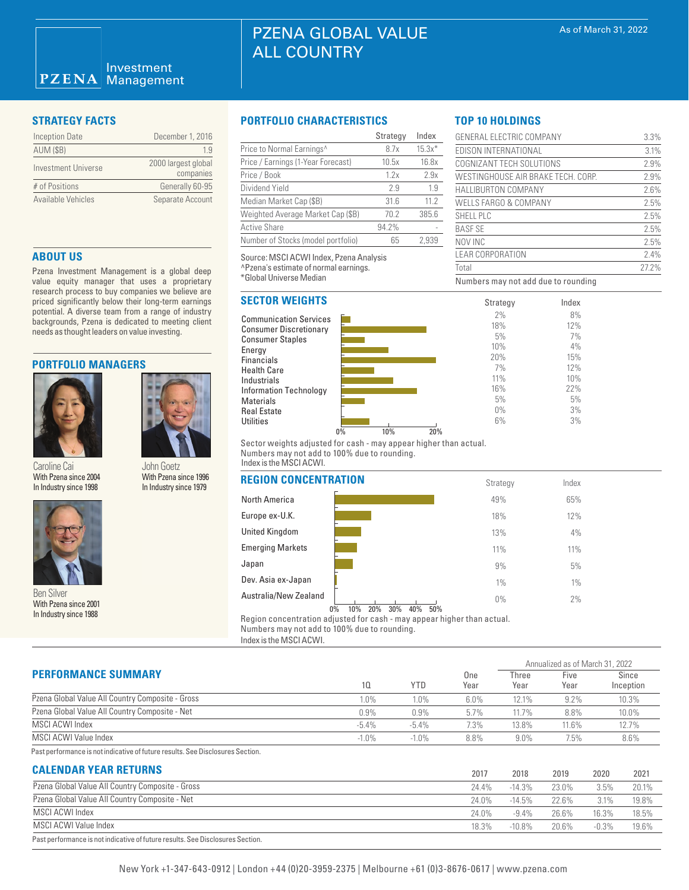# PZENA GLOBAL VALUE ALL COUNTRY

PZENA Investment Management

As of March 31, 2022

## STRATEGY FACTS

| | |
|---|---|
| Inception Date | December 1, 2016 |
| AUM ($B) | 1.9 |
| Investment Universe | 2000 largest global companies |
| # of Positions | Generally 60-95 |
| Available Vehicles | Separate Account |

## ABOUT US

Pzena Investment Management is a global deep value equity manager that uses a proprietary research process to buy companies we believe are priced significantly below their long-term earnings potential. A diverse team from a range of industry backgrounds, Pzena is dedicated to meeting client needs as thought leaders on value investing.

## PORTFOLIO MANAGERS

**Caroline Cai**
With Pzena since 2004
In Industry since 1998

**John Goetz**
With Pzena since 1996
In Industry since 1979

**Ben Silver**
With Pzena since 2001
In Industry since 1988

## PORTFOLIO CHARACTERISTICS

| | Strategy | Index |
|---|---|---|
| Price to Normal Earnings^ | 8.7x | 15.3x* |
| Price / Earnings (1-Year Forecast) | 10.5x | 16.8x |
| Price / Book | 1.2x | 2.9x |
| Dividend Yield | 2.9 | 1.9 |
| Median Market Cap ($B) | 31.6 | 11.2 |
| Weighted Average Market Cap ($B) | 70.2 | 385.6 |
| Active Share | 94.2% | - |
| Number of Stocks (model portfolio) | 65 | 2,939 |

Source: MSCI ACWI Index, Pzena Analysis
^Pzena's estimate of normal earnings.
*Global Universe Median

## TOP 10 HOLDINGS

| | |
|---|---|
| GENERAL ELECTRIC COMPANY | 3.3% |
| EDISON INTERNATIONAL | 3.1% |
| COGNIZANT TECH SOLUTIONS | 2.9% |
| WESTINGHOUSE AIR BRAKE TECH. CORP. | 2.9% |
| HALLIBURTON COMPANY | 2.6% |
| WELLS FARGO & COMPANY | 2.5% |
| SHELL PLC | 2.5% |
| BASF SE | 2.5% |
| NOV INC | 2.5% |
| LEAR CORPORATION | 2.4% |
| Total | 27.2% |

Numbers may not add due to rounding

## SECTOR WEIGHTS

| | Strategy | Index |
|---|---|---|
| Communication Services | 2% | 8% |
| Consumer Discretionary | 18% | 12% |
| Consumer Staples | 5% | 7% |
| Energy | 10% | 4% |
| Financials | 20% | 15% |
| Health Care | 7% | 12% |
| Industrials | 11% | 10% |
| Information Technology | 16% | 22% |
| Materials | 5% | 5% |
| Real Estate | 0% | 3% |
| Utilities | 6% | 3% |

Sector weights adjusted for cash - may appear higher than actual.
Numbers may not add to 100% due to rounding.
Index is the MSCI ACWI.

## REGION CONCENTRATION

| | Strategy | Index |
|---|---|---|
| North America | 49% | 65% |
| Europe ex-U.K. | 18% | 12% |
| United Kingdom | 13% | 4% |
| Emerging Markets | 11% | 11% |
| Japan | 9% | 5% |
| Dev. Asia ex-Japan | 1% | 1% |
| Australia/New Zealand | 0% | 2% |

Region concentration adjusted for cash - may appear higher than actual.
Numbers may not add to 100% due to rounding.
Index is the MSCI ACWI.

## PERFORMANCE SUMMARY

| | | | Annualized as of March 31, 2022 | | | |
|---|---|---|---|---|---|---|
| | 1Q | YTD | One Year | Three Year | Five Year | Since Inception |
| Pzena Global Value All Country Composite - Gross | 1.0% | 1.0% | 6.0% | 12.1% | 9.2% | 10.3% |
| Pzena Global Value All Country Composite - Net | 0.9% | 0.9% | 5.7% | 11.7% | 8.8% | 10.0% |
| MSCI ACWI Index | -5.4% | -5.4% | 7.3% | 13.8% | 11.6% | 12.7% |
| MSCI ACWI Value Index | -1.0% | -1.0% | 8.8% | 9.0% | 7.5% | 8.6% |

Past performance is not indicative of future results. See Disclosures Section.

## CALENDAR YEAR RETURNS

| | 2017 | 2018 | 2019 | 2020 | 2021 |
|---|---|---|---|---|---|
| Pzena Global Value All Country Composite - Gross | 24.4% | -14.3% | 23.0% | 3.5% | 20.1% |
| Pzena Global Value All Country Composite - Net | 24.0% | -14.5% | 22.6% | 3.1% | 19.8% |
| MSCI ACWI Index | 24.0% | -9.4% | 26.6% | 16.3% | 18.5% |
| MSCI ACWI Value Index | 18.3% | -10.8% | 20.6% | -0.3% | 19.6% |

Past performance is not indicative of future results. See Disclosures Section.

New York +1-347-643-0912 | London +44 (0)20-3959-2375 | Melbourne +61 (0)3-8676-0617 | www.pzena.com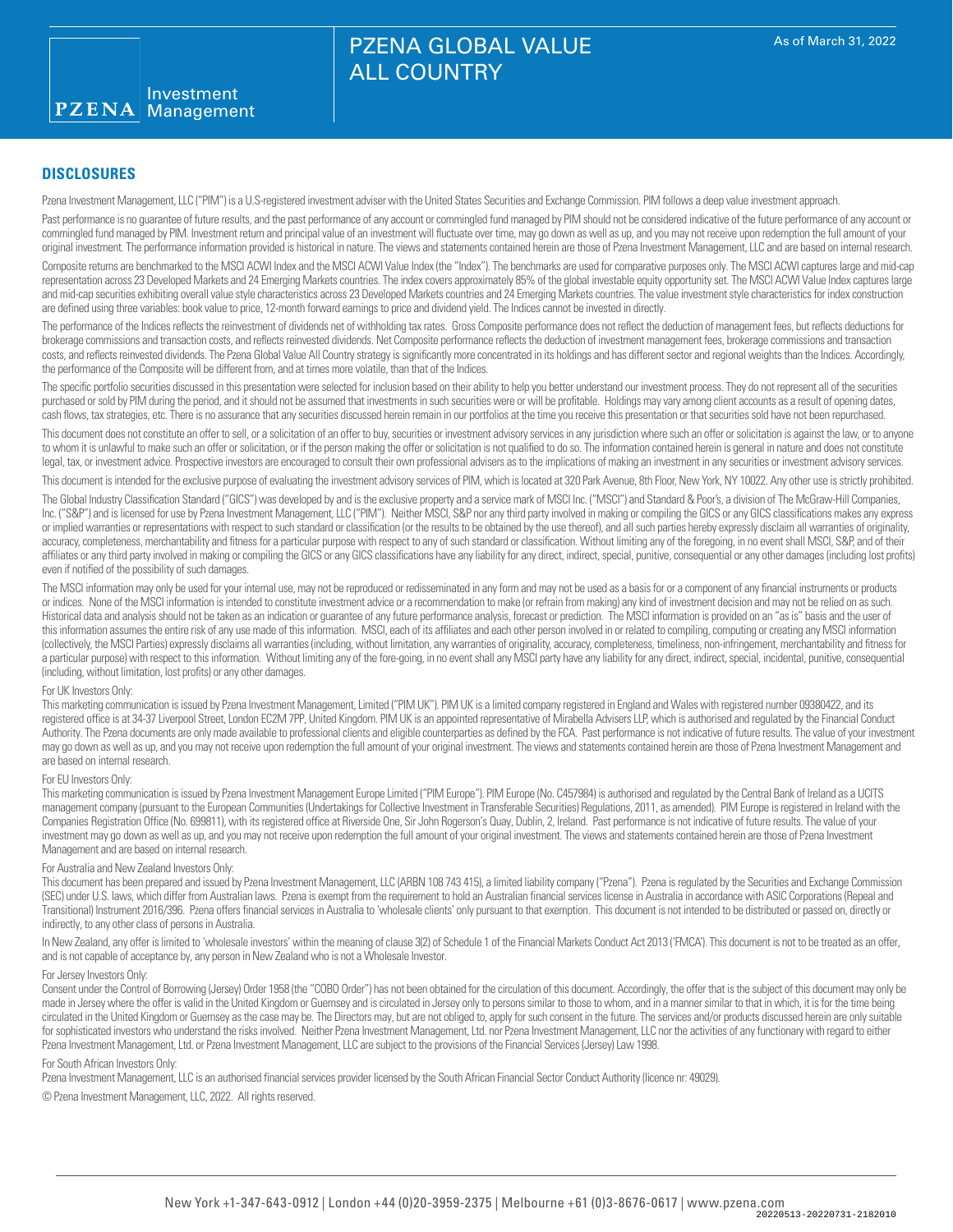# PZENA GLOBAL VALUE ALL COUNTRY

As of March 31, 2022

## DISCLOSURES

Pzena Investment Management, LLC ("PIM") is a U.S-registered investment adviser with the United States Securities and Exchange Commission. PIM follows a deep value investment approach.

Past performance is no guarantee of future results, and the past performance of any account or commingled fund managed by PIM should not be considered indicative of the future performance of any account or commingled fund managed by PIM. Investment return and principal value of an investment will fluctuate over time, may go down as well as up, and you may not receive upon redemption the full amount of your original investment. The performance information provided is historical in nature. The views and statements contained herein are those of Pzena Investment Management, LLC and are based on internal research.

Composite returns are benchmarked to the MSCI ACWI Index and the MSCI ACWI Value Index (the "Index"). The benchmarks are used for comparative purposes only. The MSCI ACWI captures large and mid-cap representation across 23 Developed Markets and 24 Emerging Markets countries. The index covers approximately 85% of the global investable equity opportunity set. The MSCI ACWI Value Index captures large and mid-cap securities exhibiting overall value style characteristics across 23 Developed Markets countries and 24 Emerging Markets countries. The value investment style characteristics for index construction are defined using three variables: book value to price, 12-month forward earnings to price and dividend yield. The Indices cannot be invested in directly.

The performance of the Indices reflects the reinvestment of dividends net of withholding tax rates. Gross Composite performance does not reflect the deduction of management fees, but reflects deductions for brokerage commissions and transaction costs, and reflects reinvested dividends. Net Composite performance reflects the deduction of investment management fees, brokerage commissions and transaction costs, and reflects reinvested dividends. The Pzena Global Value All Country strategy is significantly more concentrated in its holdings and has different sector and regional weights than the Indices. Accordingly, the performance of the Composite will be different from, and at times more volatile, than that of the Indices.

The specific portfolio securities discussed in this presentation were selected for inclusion based on their ability to help you better understand our investment process. They do not represent all of the securities purchased or sold by PIM during the period, and it should not be assumed that investments in such securities were or will be profitable. Holdings may vary among client accounts as a result of opening dates, cash flows, tax strategies, etc. There is no assurance that any securities discussed herein remain in our portfolios at the time you receive this presentation or that securities sold have not been repurchased.

This document does not constitute an offer to sell, or a solicitation of an offer to buy, securities or investment advisory services in any jurisdiction where such an offer or solicitation is against the law, or to anyone to whom it is unlawful to make such an offer or solicitation, or if the person making the offer or solicitation is not qualified to do so. The information contained herein is general in nature and does not constitute legal, tax, or investment advice. Prospective investors are encouraged to consult their own professional advisers as to the implications of making an investment in any securities or investment advisory services.

This document is intended for the exclusive purpose of evaluating the investment advisory services of PIM, which is located at 320 Park Avenue, 8th Floor, New York, NY 10022. Any other use is strictly prohibited.

The Global Industry Classification Standard ("GICS") was developed by and is the exclusive property and a service mark of MSCI Inc. ("MSCI") and Standard & Poor's, a division of The McGraw-Hill Companies, Inc. ("S&P") and is licensed for use by Pzena Investment Management, LLC ("PIM"). Neither MSCI, S&P nor any third party involved in making or compiling the GICS or any GICS classifications makes any express or implied warranties or representations with respect to such standard or classification (or the results to be obtained by the use thereof), and all such parties hereby expressly disclaim all warranties of originality, accuracy, completeness, merchantability and fitness for a particular purpose with respect to any of such standard or classification. Without limiting any of the foregoing, in no event shall MSCI, S&P, and of their affiliates or any third party involved in making or compiling the GICS or any GICS classifications have any liability for any direct, indirect, special, punitive, consequential or any other damages (including lost profits) even if notified of the possibility of such damages.

The MSCI information may only be used for your internal use, may not be reproduced or redisseminated in any form and may not be used as a basis for or a component of any financial instruments or products or indices. None of the MSCI information is intended to constitute investment advice or a recommendation to make (or refrain from making) any kind of investment decision and may not be relied on as such. Historical data and analysis should not be taken as an indication or guarantee of any future performance analysis, forecast or prediction. The MSCI information is provided on an "as is" basis and the user of this information assumes the entire risk of any use made of this information. MSCI, each of its affiliates and each other person involved in or related to compiling, computing or creating any MSCI information (collectively, the MSCI Parties) expressly disclaims all warranties (including, without limitation, any warranties of originality, accuracy, completeness, timeliness, non-infringement, merchantability and fitness for a particular purpose) with respect to this information. Without limiting any of the fore-going, in no event shall any MSCI party have any liability for any direct, indirect, special, incidental, punitive, consequential (including, without limitation, lost profits) or any other damages.

For UK Investors Only:
This marketing communication is issued by Pzena Investment Management, Limited ("PIM UK"). PIM UK is a limited company registered in England and Wales with registered number 09380422, and its registered office is at 34-37 Liverpool Street, London EC2M 7PP, United Kingdom. PIM UK is an appointed representative of Mirabella Advisers LLP, which is authorised and regulated by the Financial Conduct Authority. The Pzena documents are only made available to professional clients and eligible counterparties as defined by the FCA. Past performance is not indicative of future results. The value of your investment may go down as well as up, and you may not receive upon redemption the full amount of your original investment. The views and statements contained herein are those of Pzena Investment Management and are based on internal research.

For EU Investors Only:
This marketing communication is issued by Pzena Investment Management Europe Limited ("PIM Europe"). PIM Europe (No. C457984) is authorised and regulated by the Central Bank of Ireland as a UCITS management company (pursuant to the European Communities (Undertakings for Collective Investment in Transferable Securities) Regulations, 2011, as amended). PIM Europe is registered in Ireland with the Companies Registration Office (No. 699811), with its registered office at Riverside One, Sir John Rogerson's Quay, Dublin, 2, Ireland. Past performance is not indicative of future results. The value of your investment may go down as well as up, and you may not receive upon redemption the full amount of your original investment. The views and statements contained herein are those of Pzena Investment Management and are based on internal research.

For Australia and New Zealand Investors Only:
This document has been prepared and issued by Pzena Investment Management, LLC (ARBN 108 743 415), a limited liability company ("Pzena"). Pzena is regulated by the Securities and Exchange Commission (SEC) under U.S. laws, which differ from Australian laws. Pzena is exempt from the requirement to hold an Australian financial services license in Australia in accordance with ASIC Corporations (Repeal and Transitional) Instrument 2016/396. Pzena offers financial services in Australia to 'wholesale clients' only pursuant to that exemption. This document is not intended to be distributed or passed on, directly or indirectly, to any other class of persons in Australia.

In New Zealand, any offer is limited to 'wholesale investors' within the meaning of clause 3(2) of Schedule 1 of the Financial Markets Conduct Act 2013 ('FMCA'). This document is not to be treated as an offer, and is not capable of acceptance by, any person in New Zealand who is not a Wholesale Investor.

For Jersey Investors Only:
Consent under the Control of Borrowing (Jersey) Order 1958 (the "COBO Order") has not been obtained for the circulation of this document. Accordingly, the offer that is the subject of this document may only be made in Jersey where the offer is valid in the United Kingdom or Guernsey and is circulated in Jersey only to persons similar to those to whom, and in a manner similar to that in which, it is for the time being circulated in the United Kingdom or Guernsey as the case may be. The Directors may, but are not obliged to, apply for such consent in the future. The services and/or products discussed herein are only suitable for sophisticated investors who understand the risks involved. Neither Pzena Investment Management, Ltd. nor Pzena Investment Management, LLC nor the activities of any functionary with regard to either Pzena Investment Management, Ltd. or Pzena Investment Management, LLC are subject to the provisions of the Financial Services (Jersey) Law 1998.

For South African Investors Only:
Pzena Investment Management, LLC is an authorised financial services provider licensed by the South African Financial Sector Conduct Authority (licence nr: 49029).

© Pzena Investment Management, LLC, 2022. All rights reserved.

New York +1-347-643-0912 | London +44 (0)20-3959-2375 | Melbourne +61 (0)3-8676-0617 | www.pzena.com

20220513-20220731-2182010